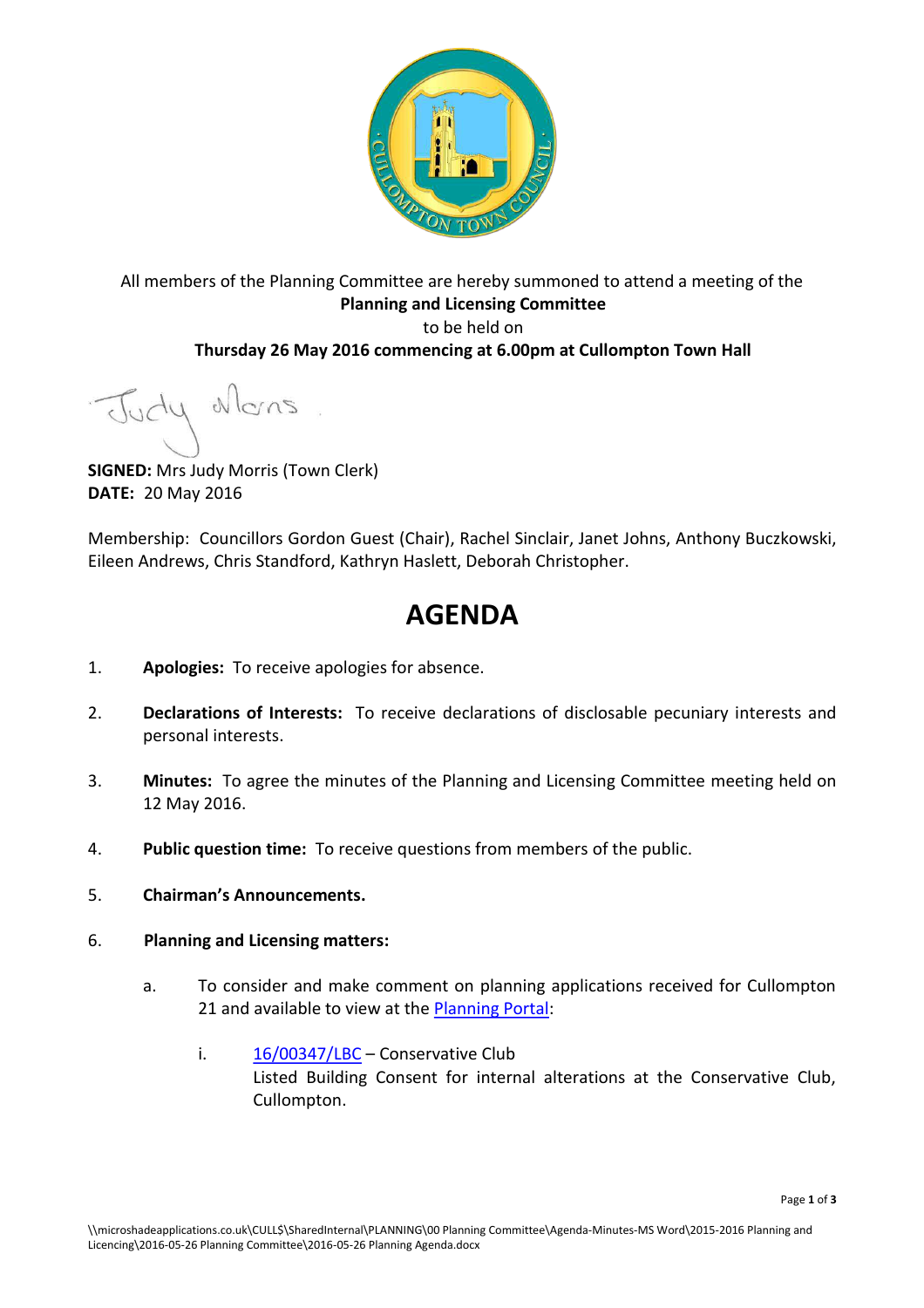All members of the Planning Committee are hereby summoned to attend a meeting of the
**Planning and Licensing Committee**
to be held on
**Thursday 26 May 2016 commencing at 6.00pm at Cullompton Town Hall**

**SIGNED:** Mrs Judy Morris (Town Clerk)
**DATE:** 20 May 2016

Membership: Councillors Gordon Guest (Chair), Rachel Sinclair, Janet Johns, Anthony Buczkowski, Eileen Andrews, Chris Standford, Kathryn Haslett, Deborah Christopher.

# AGENDA

1. **Apologies:** To receive apologies for absence.

2. **Declarations of Interests:** To receive declarations of disclosable pecuniary interests and personal interests.

3. **Minutes:** To agree the minutes of the Planning and Licensing Committee meeting held on 12 May 2016.

4. **Public question time:** To receive questions from members of the public.

5. **Chairman's Announcements.**

6. **Planning and Licensing matters:**

   a. To consider and make comment on planning applications received for Cullompton 21 and available to view at the Planning Portal:

      i. 16/00347/LBC – Conservative Club
      Listed Building Consent for internal alterations at the Conservative Club, Cullompton.

\\microshadeapplications.co.uk\CULL$\SharedInternal\PLANNING\00 Planning Committee\Agenda-Minutes-MS Word\2015-2016 Planning and Licencing\2016-05-26 Planning Committee\2016-05-26 Planning Agenda.docx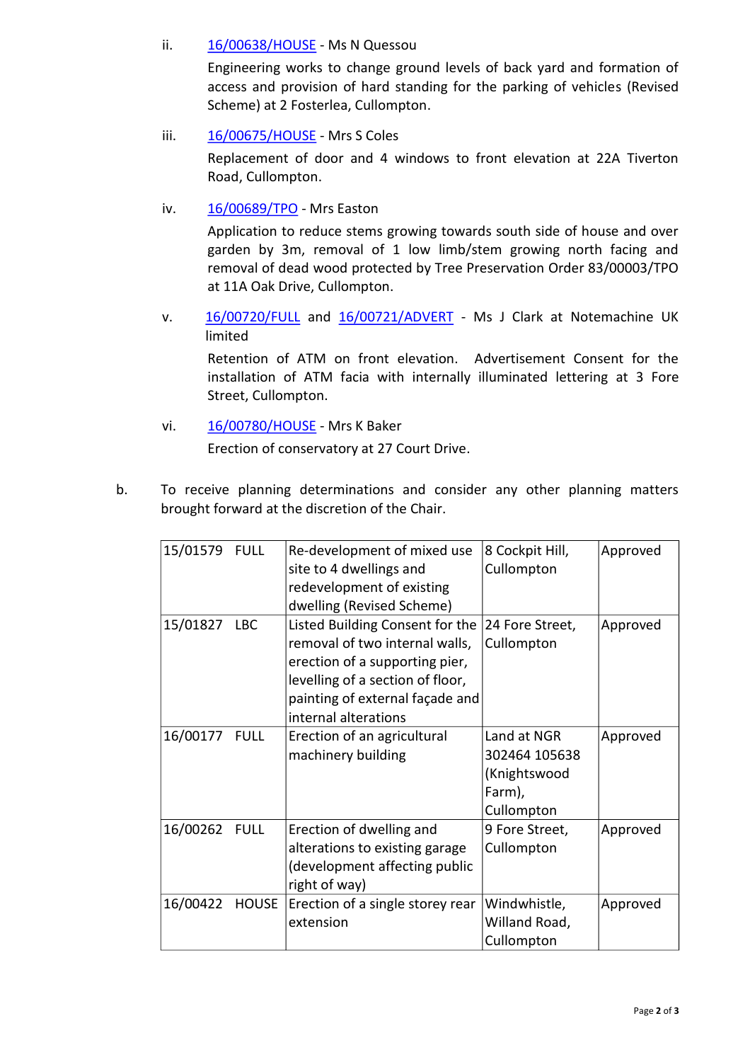ii. [16/00638/HOUSE](16/00638/HOUSE) - Ms N Quessou

    Engineering works to change ground levels of back yard and formation of access and provision of hard standing for the parking of vehicles (Revised Scheme) at 2 Fosterlea, Cullompton.

iii. [16/00675/HOUSE](16/00675/HOUSE) - Mrs S Coles

    Replacement of door and 4 windows to front elevation at 22A Tiverton Road, Cullompton.

iv. [16/00689/TPO](16/00689/TPO) - Mrs Easton

    Application to reduce stems growing towards south side of house and over garden by 3m, removal of 1 low limb/stem growing north facing and removal of dead wood protected by Tree Preservation Order 83/00003/TPO at 11A Oak Drive, Cullompton.

v. [16/00720/FULL](16/00720/FULL) and [16/00721/ADVERT](16/00721/ADVERT) - Ms J Clark at Notemachine UK limited

    Retention of ATM on front elevation. Advertisement Consent for the installation of ATM facia with internally illuminated lettering at 3 Fore Street, Cullompton.

vi. [16/00780/HOUSE](16/00780/HOUSE) - Mrs K Baker

    Erection of conservatory at 27 Court Drive.

b. To receive planning determinations and consider any other planning matters brought forward at the discretion of the Chair.

| Reference | Proposal | Location | Decision |
|---|---|---|---|
| 15/01579 FULL | Re-development of mixed use site to 4 dwellings and redevelopment of existing dwelling (Revised Scheme) | 8 Cockpit Hill, Cullompton | Approved |
| 15/01827 LBC | Listed Building Consent for the removal of two internal walls, erection of a supporting pier, levelling of a section of floor, painting of external façade and internal alterations | 24 Fore Street, Cullompton | Approved |
| 16/00177 FULL | Erection of an agricultural machinery building | Land at NGR 302464 105638 (Knightswood Farm), Cullompton | Approved |
| 16/00262 FULL | Erection of dwelling and alterations to existing garage (development affecting public right of way) | 9 Fore Street, Cullompton | Approved |
| 16/00422 HOUSE | Erection of a single storey rear extension | Windwhistle, Willand Road, Cullompton | Approved |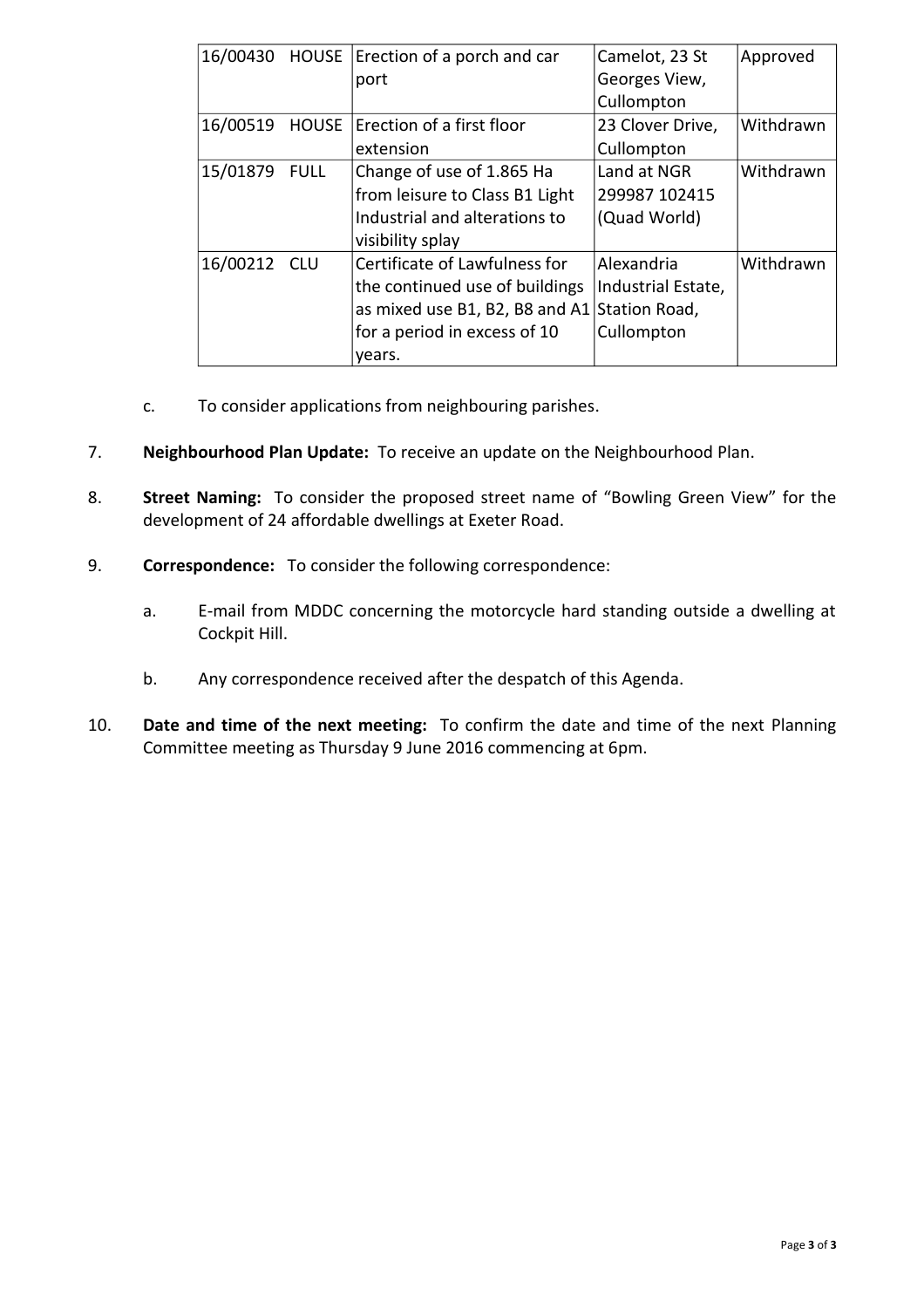| | | | | |
|---|---|---|---|---|
| 16/00430 | HOUSE | Erection of a porch and car port | Camelot, 23 St Georges View, Cullompton | Approved |
| 16/00519 | HOUSE | Erection of a first floor extension | 23 Clover Drive, Cullompton | Withdrawn |
| 15/01879 | FULL | Change of use of 1.865 Ha from leisure to Class B1 Light Industrial and alterations to visibility splay | Land at NGR 299987 102415 (Quad World) | Withdrawn |
| 16/00212 | CLU | Certificate of Lawfulness for the continued use of buildings as mixed use B1, B2, B8 and A1 for a period in excess of 10 years. | Alexandria Industrial Estate, Station Road, Cullompton | Withdrawn |

c. To consider applications from neighbouring parishes.

7. **Neighbourhood Plan Update:** To receive an update on the Neighbourhood Plan.

8. **Street Naming:** To consider the proposed street name of "Bowling Green View" for the development of 24 affordable dwellings at Exeter Road.

9. **Correspondence:** To consider the following correspondence:

   a. E-mail from MDDC concerning the motorcycle hard standing outside a dwelling at Cockpit Hill.

   b. Any correspondence received after the despatch of this Agenda.

10. **Date and time of the next meeting:** To confirm the date and time of the next Planning Committee meeting as Thursday 9 June 2016 commencing at 6pm.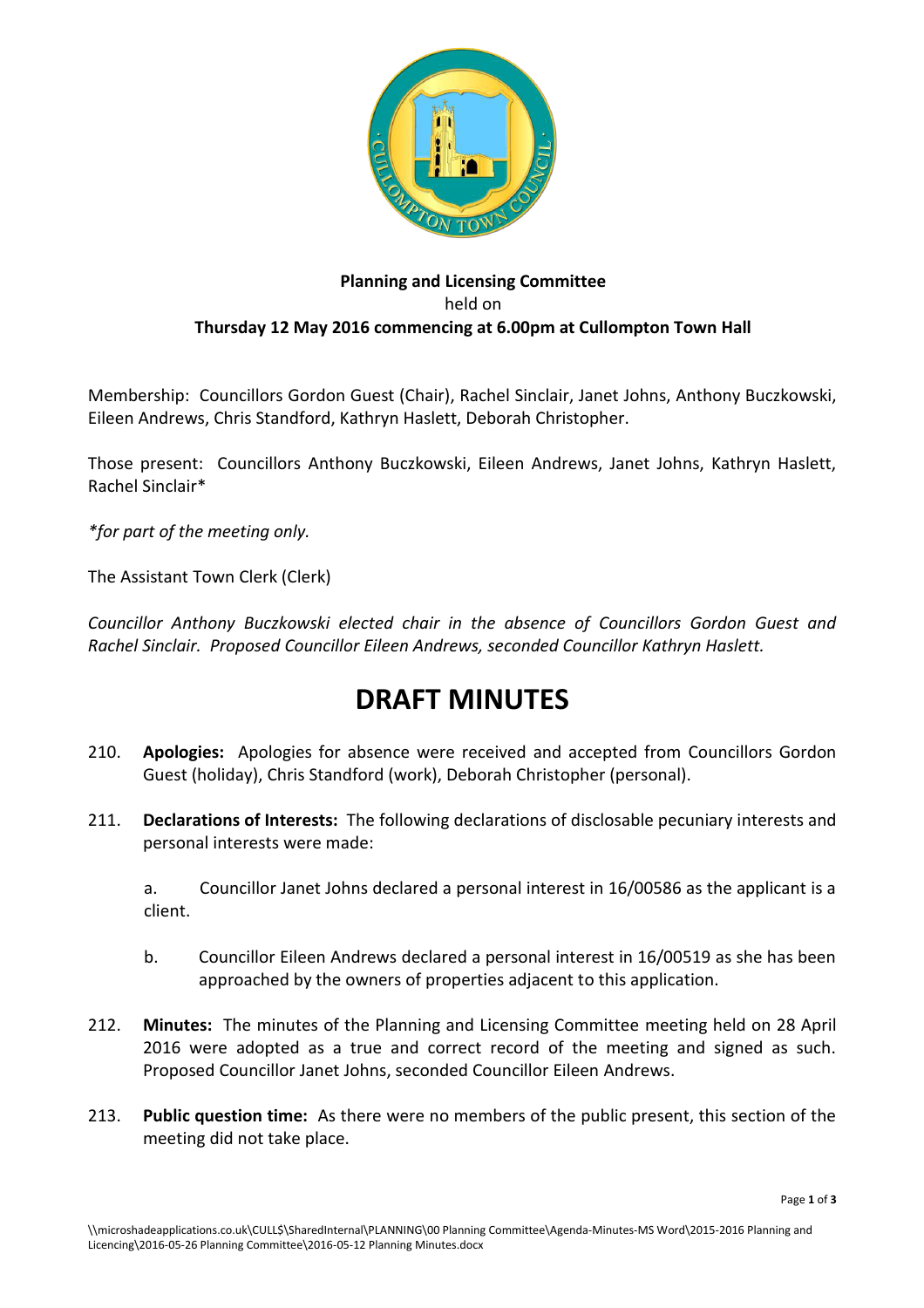**Planning and Licensing Committee**
held on
**Thursday 12 May 2016 commencing at 6.00pm at Cullompton Town Hall**

Membership: Councillors Gordon Guest (Chair), Rachel Sinclair, Janet Johns, Anthony Buczkowski, Eileen Andrews, Chris Standford, Kathryn Haslett, Deborah Christopher.

Those present: Councillors Anthony Buczkowski, Eileen Andrews, Janet Johns, Kathryn Haslett, Rachel Sinclair*

*\*for part of the meeting only.*

The Assistant Town Clerk (Clerk)

*Councillor Anthony Buczkowski elected chair in the absence of Councillors Gordon Guest and Rachel Sinclair. Proposed Councillor Eileen Andrews, seconded Councillor Kathryn Haslett.*

# DRAFT MINUTES

210. **Apologies:** Apologies for absence were received and accepted from Councillors Gordon Guest (holiday), Chris Standford (work), Deborah Christopher (personal).

211. **Declarations of Interests:** The following declarations of disclosable pecuniary interests and personal interests were made:

    a. Councillor Janet Johns declared a personal interest in 16/00586 as the applicant is a client.

    b. Councillor Eileen Andrews declared a personal interest in 16/00519 as she has been approached by the owners of properties adjacent to this application.

212. **Minutes:** The minutes of the Planning and Licensing Committee meeting held on 28 April 2016 were adopted as a true and correct record of the meeting and signed as such. Proposed Councillor Janet Johns, seconded Councillor Eileen Andrews.

213. **Public question time:** As there were no members of the public present, this section of the meeting did not take place.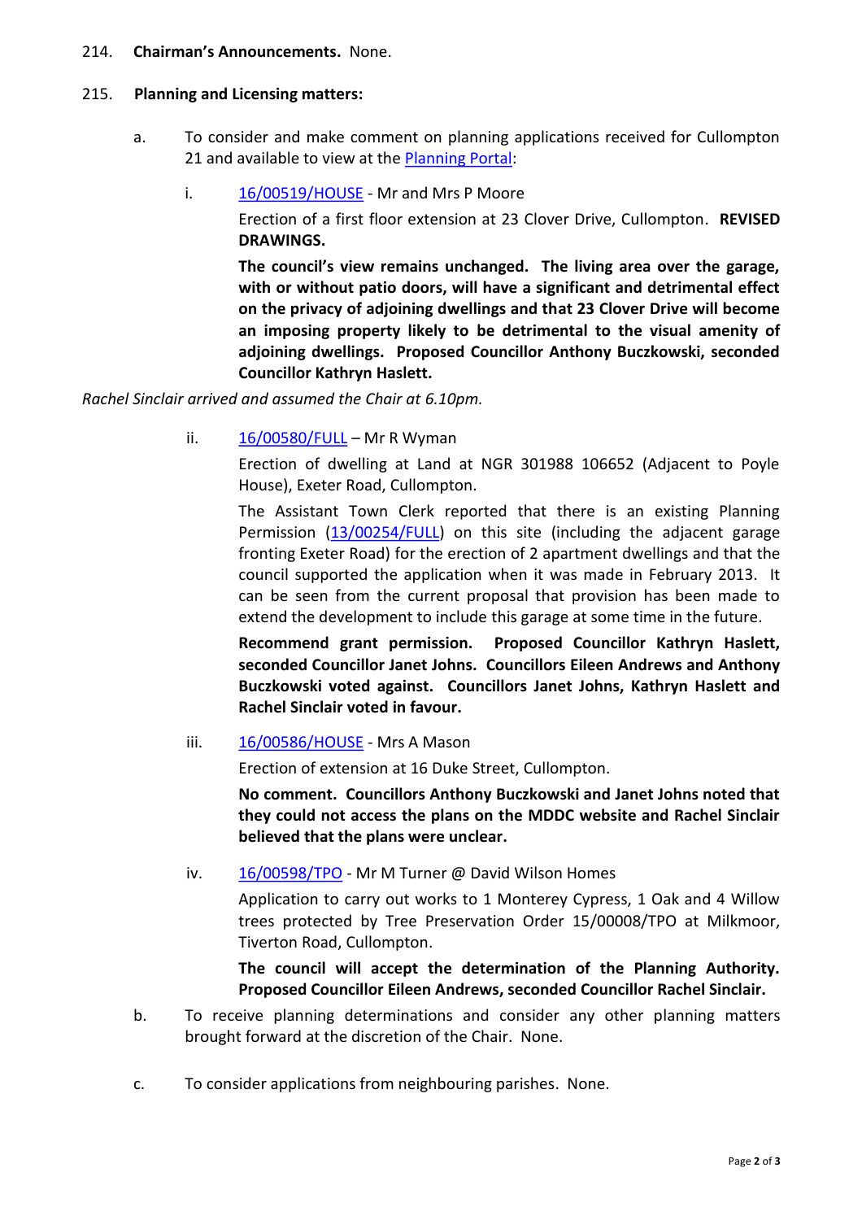214. **Chairman's Announcements.** None.

215. **Planning and Licensing matters:**

a. To consider and make comment on planning applications received for Cullompton 21 and available to view at the Planning Portal:

i. 16/00519/HOUSE - Mr and Mrs P Moore

Erection of a first floor extension at 23 Clover Drive, Cullompton. **REVISED DRAWINGS.**

**The council's view remains unchanged. The living area over the garage, with or without patio doors, will have a significant and detrimental effect on the privacy of adjoining dwellings and that 23 Clover Drive will become an imposing property likely to be detrimental to the visual amenity of adjoining dwellings. Proposed Councillor Anthony Buczkowski, seconded Councillor Kathryn Haslett.**

*Rachel Sinclair arrived and assumed the Chair at 6.10pm.*

ii. 16/00580/FULL – Mr R Wyman

Erection of dwelling at Land at NGR 301988 106652 (Adjacent to Poyle House), Exeter Road, Cullompton.

The Assistant Town Clerk reported that there is an existing Planning Permission (13/00254/FULL) on this site (including the adjacent garage fronting Exeter Road) for the erection of 2 apartment dwellings and that the council supported the application when it was made in February 2013. It can be seen from the current proposal that provision has been made to extend the development to include this garage at some time in the future.

**Recommend grant permission. Proposed Councillor Kathryn Haslett, seconded Councillor Janet Johns. Councillors Eileen Andrews and Anthony Buczkowski voted against. Councillors Janet Johns, Kathryn Haslett and Rachel Sinclair voted in favour.**

iii. 16/00586/HOUSE - Mrs A Mason

Erection of extension at 16 Duke Street, Cullompton.

**No comment. Councillors Anthony Buczkowski and Janet Johns noted that they could not access the plans on the MDDC website and Rachel Sinclair believed that the plans were unclear.**

iv. 16/00598/TPO - Mr M Turner @ David Wilson Homes

Application to carry out works to 1 Monterey Cypress, 1 Oak and 4 Willow trees protected by Tree Preservation Order 15/00008/TPO at Milkmoor, Tiverton Road, Cullompton.

**The council will accept the determination of the Planning Authority. Proposed Councillor Eileen Andrews, seconded Councillor Rachel Sinclair.**

b. To receive planning determinations and consider any other planning matters brought forward at the discretion of the Chair. None.

c. To consider applications from neighbouring parishes. None.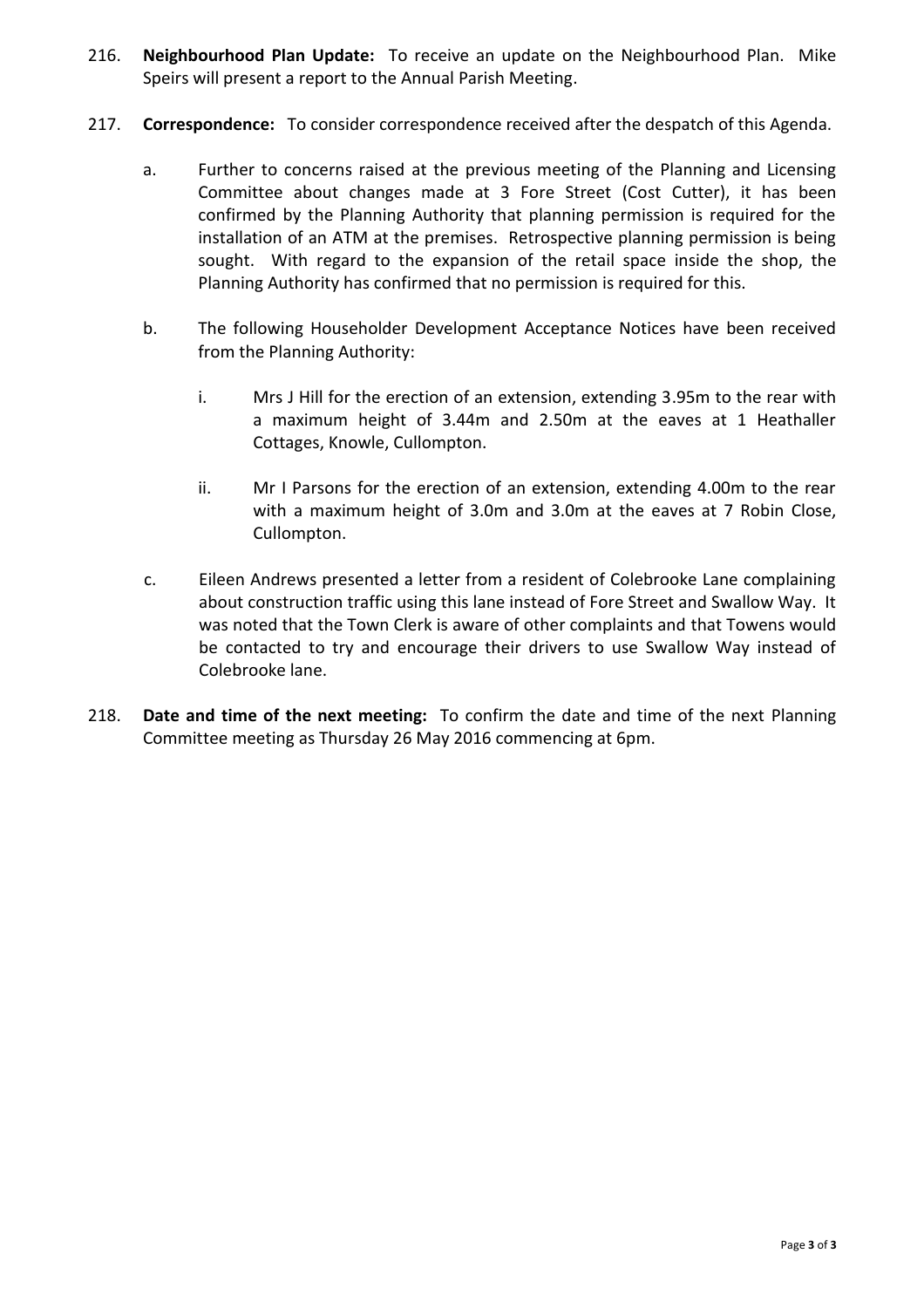216. **Neighbourhood Plan Update:** To receive an update on the Neighbourhood Plan. Mike Speirs will present a report to the Annual Parish Meeting.

217. **Correspondence:** To consider correspondence received after the despatch of this Agenda.

   a. Further to concerns raised at the previous meeting of the Planning and Licensing Committee about changes made at 3 Fore Street (Cost Cutter), it has been confirmed by the Planning Authority that planning permission is required for the installation of an ATM at the premises. Retrospective planning permission is being sought. With regard to the expansion of the retail space inside the shop, the Planning Authority has confirmed that no permission is required for this.

   b. The following Householder Development Acceptance Notices have been received from the Planning Authority:

      i. Mrs J Hill for the erection of an extension, extending 3.95m to the rear with a maximum height of 3.44m and 2.50m at the eaves at 1 Heathaller Cottages, Knowle, Cullompton.

      ii. Mr I Parsons for the erection of an extension, extending 4.00m to the rear with a maximum height of 3.0m and 3.0m at the eaves at 7 Robin Close, Cullompton.

   c. Eileen Andrews presented a letter from a resident of Colebrooke Lane complaining about construction traffic using this lane instead of Fore Street and Swallow Way. It was noted that the Town Clerk is aware of other complaints and that Towens would be contacted to try and encourage their drivers to use Swallow Way instead of Colebrooke lane.

218. **Date and time of the next meeting:** To confirm the date and time of the next Planning Committee meeting as Thursday 26 May 2016 commencing at 6pm.